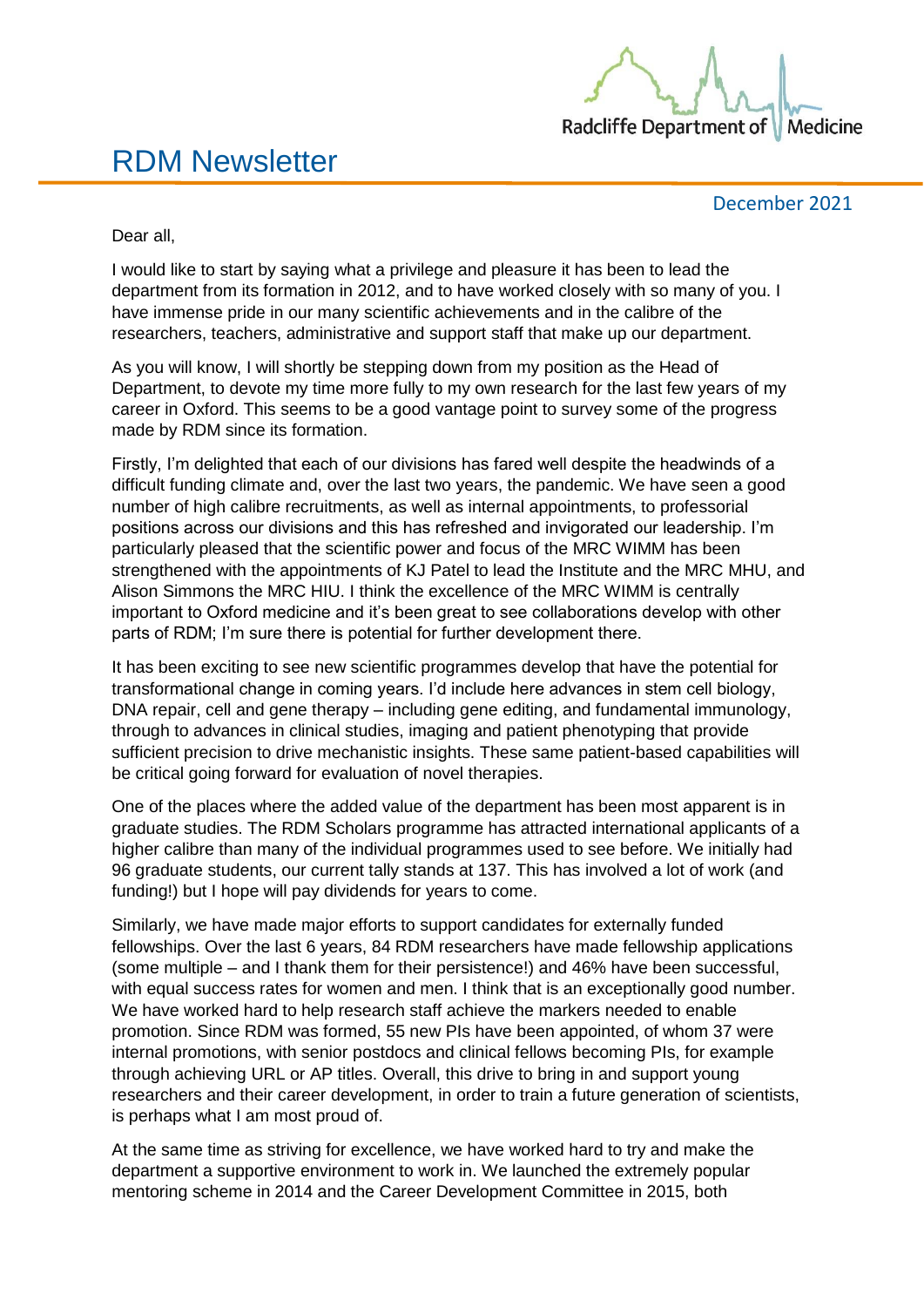# RDM Newsletter

Radcliffe Department of Medicine

December 2021

Dear all,

I would like to start by saying what a privilege and pleasure it has been to lead the department from its formation in 2012, and to have worked closely with so many of you. I have immense pride in our many scientific achievements and in the calibre of the researchers, teachers, administrative and support staff that make up our department.

As you will know, I will shortly be stepping down from my position as the Head of Department, to devote my time more fully to my own research for the last few years of my career in Oxford. This seems to be a good vantage point to survey some of the progress made by RDM since its formation.

Firstly, I'm delighted that each of our divisions has fared well despite the headwinds of a difficult funding climate and, over the last two years, the pandemic. We have seen a good number of high calibre recruitments, as well as internal appointments, to professorial positions across our divisions and this has refreshed and invigorated our leadership. I'm particularly pleased that the scientific power and focus of the MRC WIMM has been strengthened with the appointments of KJ Patel to lead the Institute and the MRC MHU, and Alison Simmons the MRC HIU. I think the excellence of the MRC WIMM is centrally important to Oxford medicine and it's been great to see collaborations develop with other parts of RDM; I'm sure there is potential for further development there.

It has been exciting to see new scientific programmes develop that have the potential for transformational change in coming years. I'd include here advances in stem cell biology, DNA repair, cell and gene therapy – including gene editing, and fundamental immunology, through to advances in clinical studies, imaging and patient phenotyping that provide sufficient precision to drive mechanistic insights. These same patient-based capabilities will be critical going forward for evaluation of novel therapies.

One of the places where the added value of the department has been most apparent is in graduate studies. The RDM Scholars programme has attracted international applicants of a higher calibre than many of the individual programmes used to see before. We initially had 96 graduate students, our current tally stands at 137. This has involved a lot of work (and funding!) but I hope will pay dividends for years to come.

Similarly, we have made major efforts to support candidates for externally funded fellowships. Over the last 6 years, 84 RDM researchers have made fellowship applications (some multiple – and I thank them for their persistence!) and 46% have been successful, with equal success rates for women and men. I think that is an exceptionally good number. We have worked hard to help research staff achieve the markers needed to enable promotion. Since RDM was formed, 55 new PIs have been appointed, of whom 37 were internal promotions, with senior postdocs and clinical fellows becoming PIs, for example through achieving URL or AP titles. Overall, this drive to bring in and support young researchers and their career development, in order to train a future generation of scientists, is perhaps what I am most proud of.

At the same time as striving for excellence, we have worked hard to try and make the department a supportive environment to work in. We launched the extremely popular mentoring scheme in 2014 and the Career Development Committee in 2015, both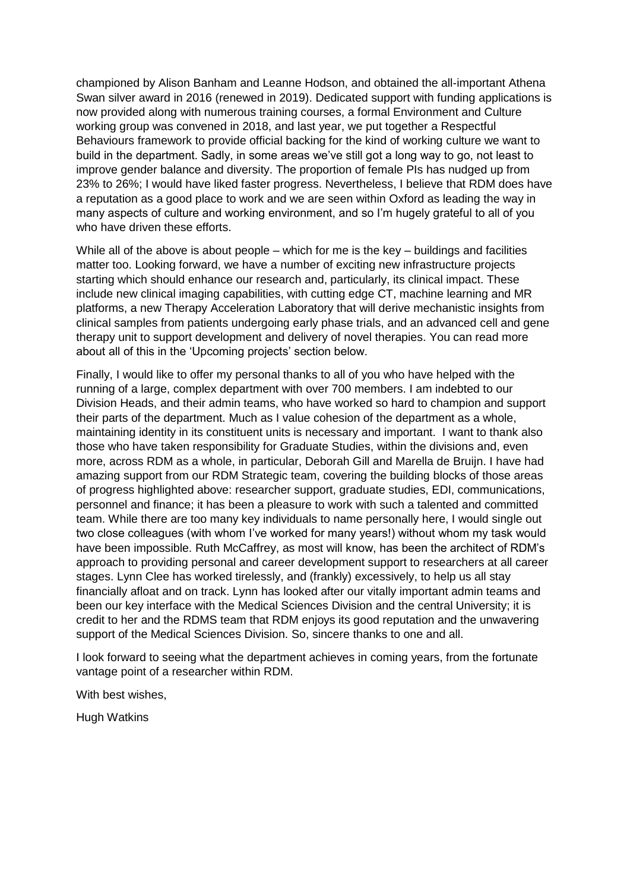championed by Alison Banham and Leanne Hodson, and obtained the all-important Athena Swan silver award in 2016 (renewed in 2019). Dedicated support with funding applications is now provided along with numerous training courses, a formal Environment and Culture working group was convened in 2018, and last year, we put together a Respectful Behaviours framework to provide official backing for the kind of working culture we want to build in the department. Sadly, in some areas we've still got a long way to go, not least to improve gender balance and diversity. The proportion of female PIs has nudged up from 23% to 26%; I would have liked faster progress. Nevertheless, I believe that RDM does have a reputation as a good place to work and we are seen within Oxford as leading the way in many aspects of culture and working environment, and so I'm hugely grateful to all of you who have driven these efforts.

While all of the above is about people – which for me is the key – buildings and facilities matter too. Looking forward, we have a number of exciting new infrastructure projects starting which should enhance our research and, particularly, its clinical impact. These include new clinical imaging capabilities, with cutting edge CT, machine learning and MR platforms, a new Therapy Acceleration Laboratory that will derive mechanistic insights from clinical samples from patients undergoing early phase trials, and an advanced cell and gene therapy unit to support development and delivery of novel therapies. You can read more about all of this in the 'Upcoming projects' section below.

Finally, I would like to offer my personal thanks to all of you who have helped with the running of a large, complex department with over 700 members. I am indebted to our Division Heads, and their admin teams, who have worked so hard to champion and support their parts of the department. Much as I value cohesion of the department as a whole, maintaining identity in its constituent units is necessary and important. I want to thank also those who have taken responsibility for Graduate Studies, within the divisions and, even more, across RDM as a whole, in particular, Deborah Gill and Marella de Bruijn. I have had amazing support from our RDM Strategic team, covering the building blocks of those areas of progress highlighted above: researcher support, graduate studies, EDI, communications, personnel and finance; it has been a pleasure to work with such a talented and committed team. While there are too many key individuals to name personally here, I would single out two close colleagues (with whom I've worked for many years!) without whom my task would have been impossible. Ruth McCaffrey, as most will know, has been the architect of RDM's approach to providing personal and career development support to researchers at all career stages. Lynn Clee has worked tirelessly, and (frankly) excessively, to help us all stay financially afloat and on track. Lynn has looked after our vitally important admin teams and been our key interface with the Medical Sciences Division and the central University; it is credit to her and the RDMS team that RDM enjoys its good reputation and the unwavering support of the Medical Sciences Division. So, sincere thanks to one and all.

I look forward to seeing what the department achieves in coming years, from the fortunate vantage point of a researcher within RDM.

With best wishes,

Hugh Watkins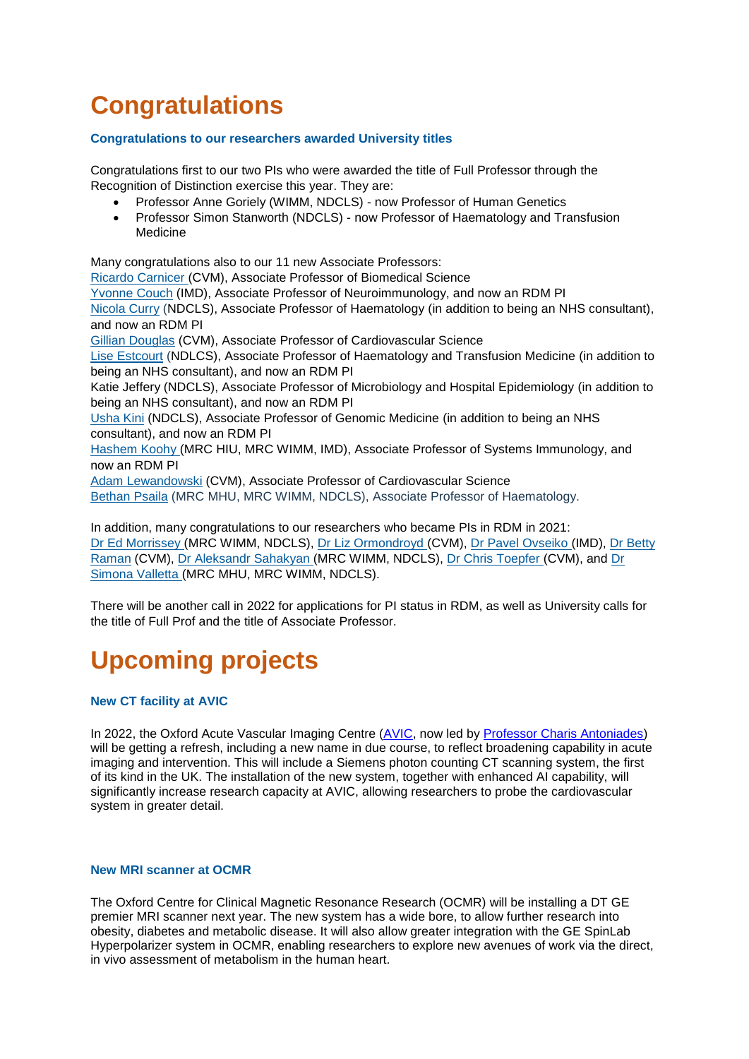# Congratulations

### Congratulations to our researchers awarded University titles

Congratulations first to our two PIs who were awarded the title of Full Professor through the Recognition of Distinction exercise this year. They are:

- Professor Anne Goriely (WIMM, NDCLS) - now Professor of Human Genetics
- Professor Simon Stanworth (NDCLS) - now Professor of Haematology and Transfusion Medicine

Many congratulations also to our 11 new Associate Professors:
Ricardo Carnicer (CVM), Associate Professor of Biomedical Science
Yvonne Couch (IMD), Associate Professor of Neuroimmunology, and now an RDM PI
Nicola Curry (NDCLS), Associate Professor of Haematology (in addition to being an NHS consultant), and now an RDM PI
Gillian Douglas (CVM), Associate Professor of Cardiovascular Science
Lise Estcourt (NDLCS), Associate Professor of Haematology and Transfusion Medicine (in addition to being an NHS consultant), and now an RDM PI
Katie Jeffery (NDCLS), Associate Professor of Microbiology and Hospital Epidemiology (in addition to being an NHS consultant), and now an RDM PI
Usha Kini (NDCLS), Associate Professor of Genomic Medicine (in addition to being an NHS consultant), and now an RDM PI
Hashem Koohy (MRC HIU, MRC WIMM, IMD), Associate Professor of Systems Immunology, and now an RDM PI
Adam Lewandowski (CVM), Associate Professor of Cardiovascular Science
Bethan Psaila (MRC MHU, MRC WIMM, NDCLS), Associate Professor of Haematology.

In addition, many congratulations to our researchers who became PIs in RDM in 2021:
Dr Ed Morrissey (MRC WIMM, NDCLS), Dr Liz Ormondroyd (CVM), Dr Pavel Ovseiko (IMD), Dr Betty Raman (CVM), Dr Aleksandr Sahakyan (MRC WIMM, NDCLS), Dr Chris Toepfer (CVM), and Dr Simona Valletta (MRC MHU, MRC WIMM, NDCLS).

There will be another call in 2022 for applications for PI status in RDM, as well as University calls for the title of Full Prof and the title of Associate Professor.

# Upcoming projects

### New CT facility at AVIC

In 2022, the Oxford Acute Vascular Imaging Centre (AVIC, now led by Professor Charis Antoniades) will be getting a refresh, including a new name in due course, to reflect broadening capability in acute imaging and intervention. This will include a Siemens photon counting CT scanning system, the first of its kind in the UK. The installation of the new system, together with enhanced AI capability, will significantly increase research capacity at AVIC, allowing researchers to probe the cardiovascular system in greater detail.

### New MRI scanner at OCMR

The Oxford Centre for Clinical Magnetic Resonance Research (OCMR) will be installing a DT GE premier MRI scanner next year. The new system has a wide bore, to allow further research into obesity, diabetes and metabolic disease. It will also allow greater integration with the GE SpinLab Hyperpolarizer system in OCMR, enabling researchers to explore new avenues of work via the direct, in vivo assessment of metabolism in the human heart.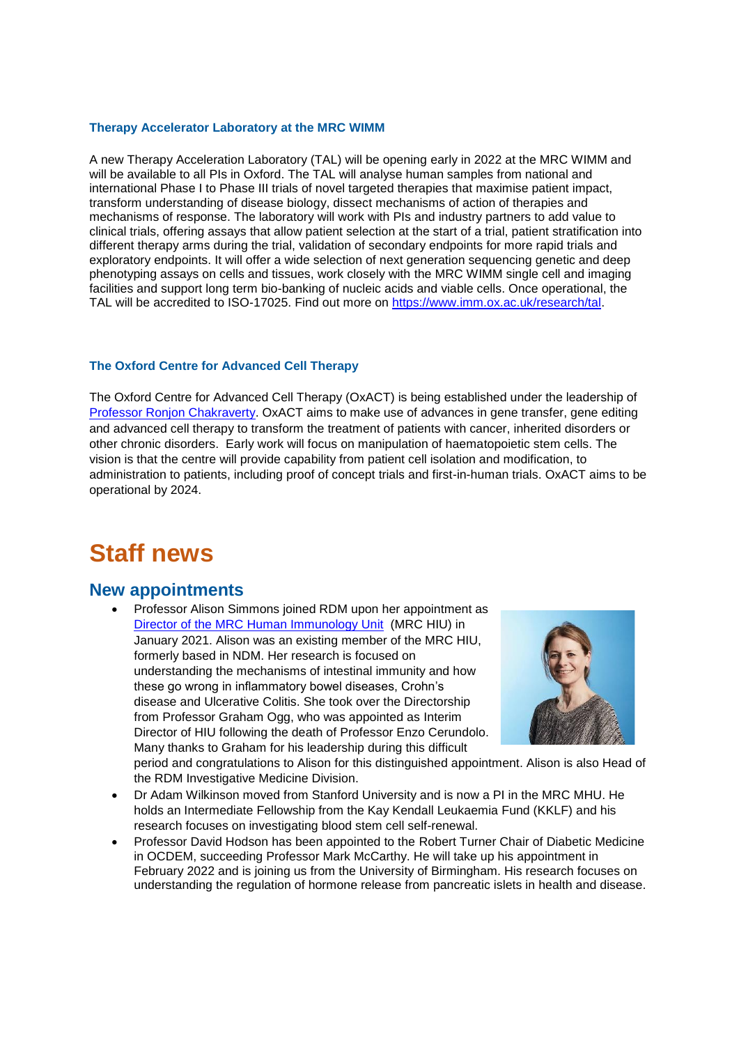### Therapy Accelerator Laboratory at the MRC WIMM

A new Therapy Acceleration Laboratory (TAL) will be opening early in 2022 at the MRC WIMM and will be available to all PIs in Oxford. The TAL will analyse human samples from national and international Phase I to Phase III trials of novel targeted therapies that maximise patient impact, transform understanding of disease biology, dissect mechanisms of action of therapies and mechanisms of response. The laboratory will work with PIs and industry partners to add value to clinical trials, offering assays that allow patient selection at the start of a trial, patient stratification into different therapy arms during the trial, validation of secondary endpoints for more rapid trials and exploratory endpoints. It will offer a wide selection of next generation sequencing genetic and deep phenotyping assays on cells and tissues, work closely with the MRC WIMM single cell and imaging facilities and support long term bio-banking of nucleic acids and viable cells. Once operational, the TAL will be accredited to ISO-17025. Find out more on [https://www.imm.ox.ac.uk/research/tal](https://www.imm.ox.ac.uk/research/tal).

### The Oxford Centre for Advanced Cell Therapy

The Oxford Centre for Advanced Cell Therapy (OxACT) is being established under the leadership of [Professor Ronjon Chakraverty](). OxACT aims to make use of advances in gene transfer, gene editing and advanced cell therapy to transform the treatment of patients with cancer, inherited disorders or other chronic disorders. Early work will focus on manipulation of haematopoietic stem cells. The vision is that the centre will provide capability from patient cell isolation and modification, to administration to patients, including proof of concept trials and first-in-human trials. OxACT aims to be operational by 2024.

# Staff news

## New appointments

- Professor Alison Simmons joined RDM upon her appointment as [Director of the MRC Human Immunology Unit]() (MRC HIU) in January 2021. Alison was an existing member of the MRC HIU, formerly based in NDM. Her research is focused on understanding the mechanisms of intestinal immunity and how these go wrong in inflammatory bowel diseases, Crohn's disease and Ulcerative Colitis. She took over the Directorship from Professor Graham Ogg, who was appointed as Interim Director of HIU following the death of Professor Enzo Cerundolo. Many thanks to Graham for his leadership during this difficult period and congratulations to Alison for this distinguished appointment. Alison is also Head of the RDM Investigative Medicine Division.
- Dr Adam Wilkinson moved from Stanford University and is now a PI in the MRC MHU. He holds an Intermediate Fellowship from the Kay Kendall Leukaemia Fund (KKLF) and his research focuses on investigating blood stem cell self-renewal.
- Professor David Hodson has been appointed to the Robert Turner Chair of Diabetic Medicine in OCDEM, succeeding Professor Mark McCarthy. He will take up his appointment in February 2022 and is joining us from the University of Birmingham. His research focuses on understanding the regulation of hormone release from pancreatic islets in health and disease.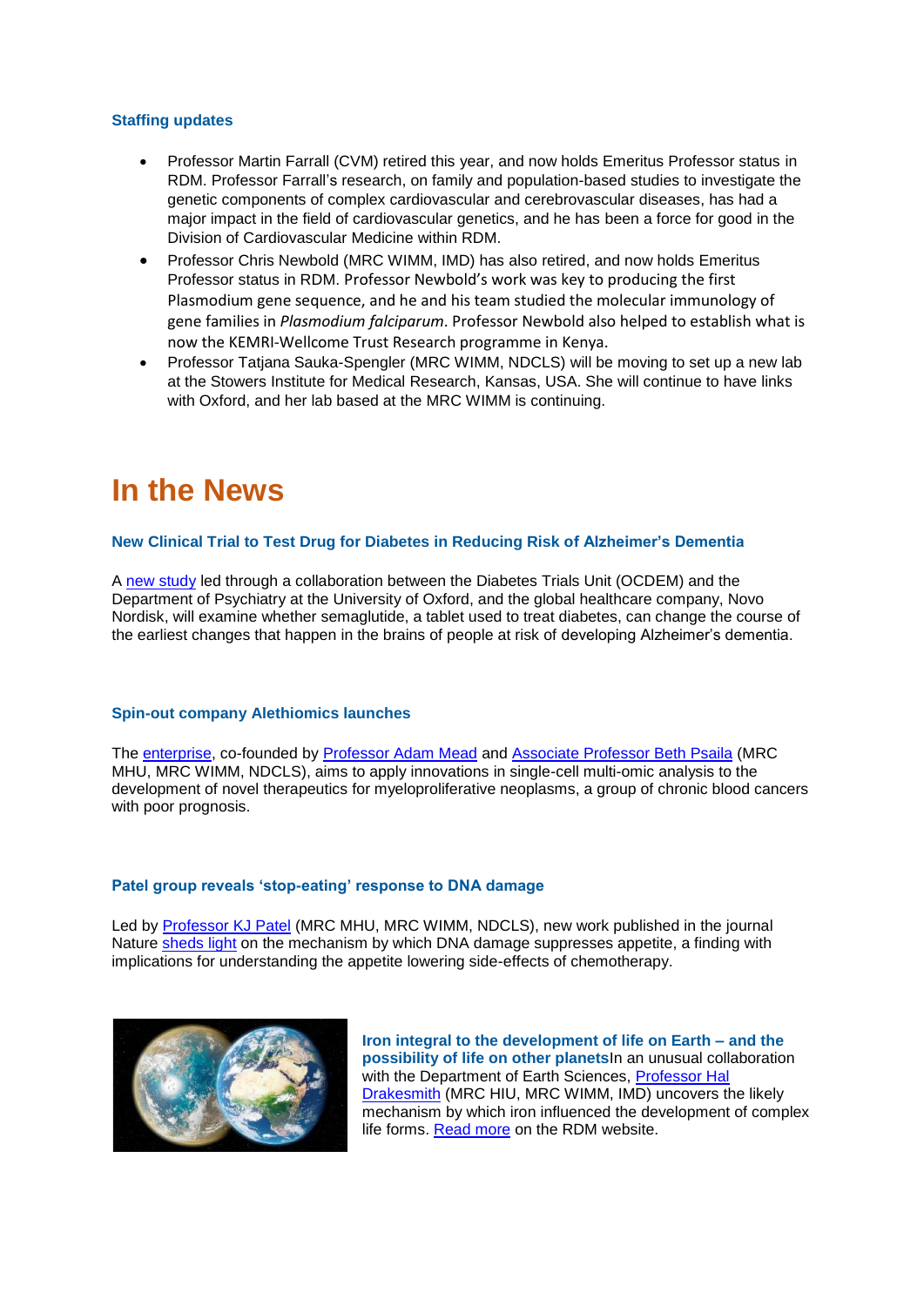### Staffing updates

- Professor Martin Farrall (CVM) retired this year, and now holds Emeritus Professor status in RDM. Professor Farrall's research, on family and population-based studies to investigate the genetic components of complex cardiovascular and cerebrovascular diseases, has had a major impact in the field of cardiovascular genetics, and he has been a force for good in the Division of Cardiovascular Medicine within RDM.
- Professor Chris Newbold (MRC WIMM, IMD) has also retired, and now holds Emeritus Professor status in RDM. Professor Newbold's work was key to producing the first Plasmodium gene sequence, and he and his team studied the molecular immunology of gene families in *Plasmodium falciparum*. Professor Newbold also helped to establish what is now the KEMRI-Wellcome Trust Research programme in Kenya.
- Professor Tatjana Sauka-Spengler (MRC WIMM, NDCLS) will be moving to set up a new lab at the Stowers Institute for Medical Research, Kansas, USA. She will continue to have links with Oxford, and her lab based at the MRC WIMM is continuing.

# In the News

### New Clinical Trial to Test Drug for Diabetes in Reducing Risk of Alzheimer's Dementia

A new study led through a collaboration between the Diabetes Trials Unit (OCDEM) and the Department of Psychiatry at the University of Oxford, and the global healthcare company, Novo Nordisk, will examine whether semaglutide, a tablet used to treat diabetes, can change the course of the earliest changes that happen in the brains of people at risk of developing Alzheimer's dementia.

### Spin-out company Alethiomics launches

The enterprise, co-founded by Professor Adam Mead and Associate Professor Beth Psaila (MRC MHU, MRC WIMM, NDCLS), aims to apply innovations in single-cell multi-omic analysis to the development of novel therapeutics for myeloproliferative neoplasms, a group of chronic blood cancers with poor prognosis.

### Patel group reveals 'stop-eating' response to DNA damage

Led by Professor KJ Patel (MRC MHU, MRC WIMM, NDCLS), new work published in the journal Nature sheds light on the mechanism by which DNA damage suppresses appetite, a finding with implications for understanding the appetite lowering side-effects of chemotherapy.

### Iron integral to the development of life on Earth – and the possibility of life on other planets

In an unusual collaboration with the Department of Earth Sciences, Professor Hal Drakesmith (MRC HIU, MRC WIMM, IMD) uncovers the likely mechanism by which iron influenced the development of complex life forms. Read more on the RDM website.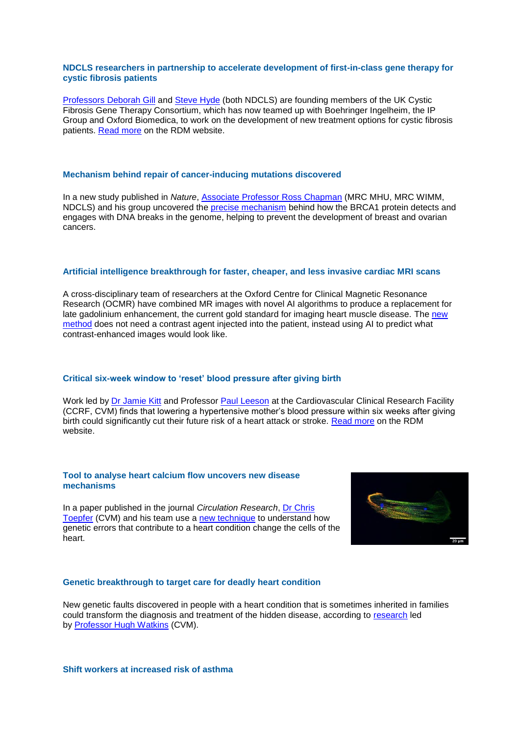### NDCLS researchers in partnership to accelerate development of first-in-class gene therapy for cystic fibrosis patients

Professors Deborah Gill and Steve Hyde (both NDCLS) are founding members of the UK Cystic Fibrosis Gene Therapy Consortium, which has now teamed up with Boehringer Ingelheim, the IP Group and Oxford Biomedica, to work on the development of new treatment options for cystic fibrosis patients. Read more on the RDM website.

### Mechanism behind repair of cancer-inducing mutations discovered

In a new study published in *Nature*, Associate Professor Ross Chapman (MRC MHU, MRC WIMM, NDCLS) and his group uncovered the precise mechanism behind how the BRCA1 protein detects and engages with DNA breaks in the genome, helping to prevent the development of breast and ovarian cancers.

### Artificial intelligence breakthrough for faster, cheaper, and less invasive cardiac MRI scans

A cross-disciplinary team of researchers at the Oxford Centre for Clinical Magnetic Resonance Research (OCMR) have combined MR images with novel AI algorithms to produce a replacement for late gadolinium enhancement, the current gold standard for imaging heart muscle disease. The new method does not need a contrast agent injected into the patient, instead using AI to predict what contrast-enhanced images would look like.

### Critical six-week window to 'reset' blood pressure after giving birth

Work led by Dr Jamie Kitt and Professor Paul Leeson at the Cardiovascular Clinical Research Facility (CCRF, CVM) finds that lowering a hypertensive mother's blood pressure within six weeks after giving birth could significantly cut their future risk of a heart attack or stroke. Read more on the RDM website.

### Tool to analyse heart calcium flow uncovers new disease mechanisms

In a paper published in the journal *Circulation Research*, Dr Chris Toepfer (CVM) and his team use a new technique to understand how genetic errors that contribute to a heart condition change the cells of the heart.

### Genetic breakthrough to target care for deadly heart condition

New genetic faults discovered in people with a heart condition that is sometimes inherited in families could transform the diagnosis and treatment of the hidden disease, according to research led by Professor Hugh Watkins (CVM).

### Shift workers at increased risk of asthma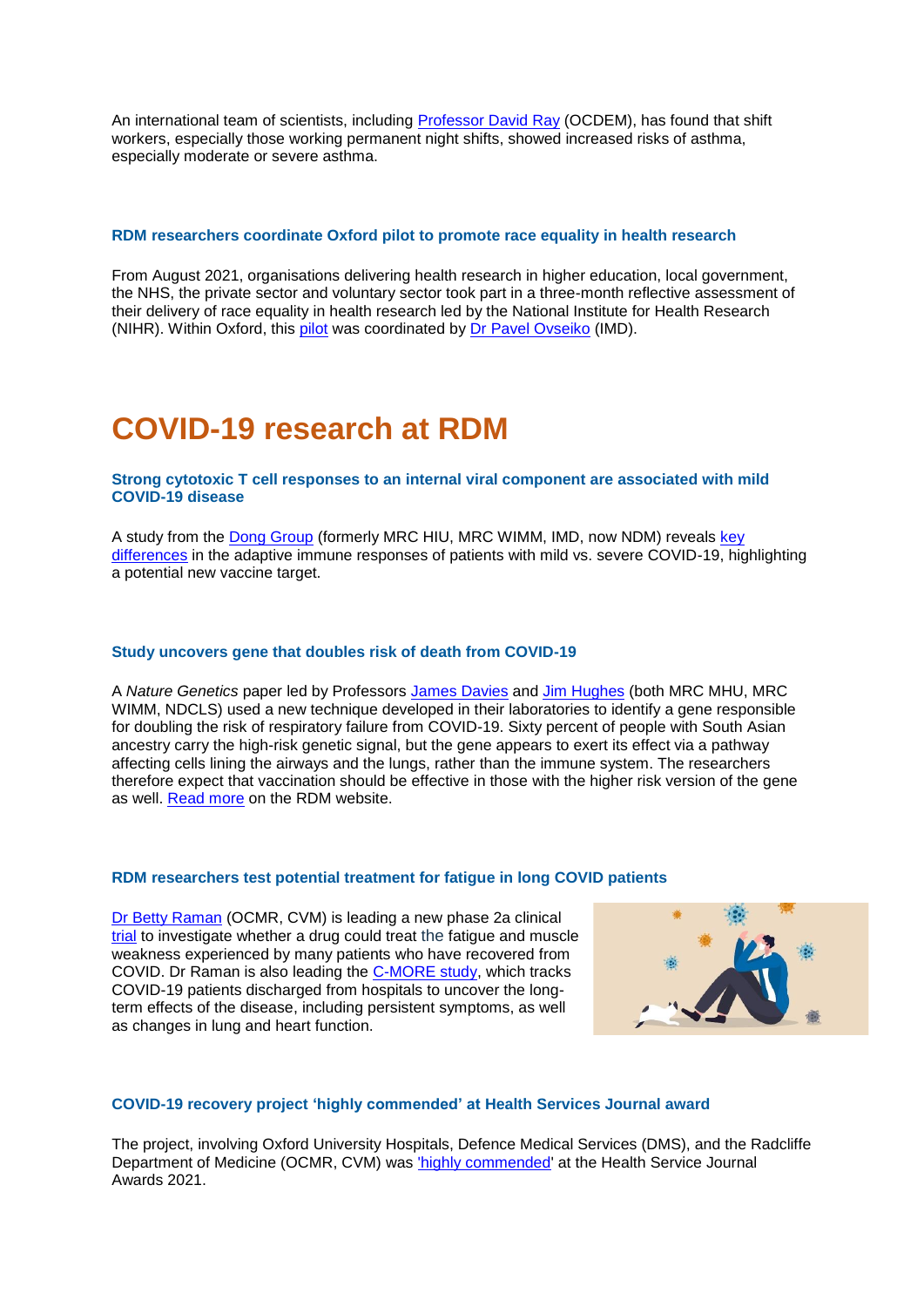An international team of scientists, including Professor David Ray (OCDEM), has found that shift workers, especially those working permanent night shifts, showed increased risks of asthma, especially moderate or severe asthma.

### RDM researchers coordinate Oxford pilot to promote race equality in health research

From August 2021, organisations delivering health research in higher education, local government, the NHS, the private sector and voluntary sector took part in a three-month reflective assessment of their delivery of race equality in health research led by the National Institute for Health Research (NIHR). Within Oxford, this pilot was coordinated by Dr Pavel Ovseiko (IMD).

# COVID-19 research at RDM

### Strong cytotoxic T cell responses to an internal viral component are associated with mild COVID-19 disease

A study from the Dong Group (formerly MRC HIU, MRC WIMM, IMD, now NDM) reveals key differences in the adaptive immune responses of patients with mild vs. severe COVID-19, highlighting a potential new vaccine target.

### Study uncovers gene that doubles risk of death from COVID-19

A *Nature Genetics* paper led by Professors James Davies and Jim Hughes (both MRC MHU, MRC WIMM, NDCLS) used a new technique developed in their laboratories to identify a gene responsible for doubling the risk of respiratory failure from COVID-19. Sixty percent of people with South Asian ancestry carry the high-risk genetic signal, but the gene appears to exert its effect via a pathway affecting cells lining the airways and the lungs, rather than the immune system. The researchers therefore expect that vaccination should be effective in those with the higher risk version of the gene as well. Read more on the RDM website.

### RDM researchers test potential treatment for fatigue in long COVID patients

Dr Betty Raman (OCMR, CVM) is leading a new phase 2a clinical trial to investigate whether a drug could treat the fatigue and muscle weakness experienced by many patients who have recovered from COVID. Dr Raman is also leading the C-MORE study, which tracks COVID-19 patients discharged from hospitals to uncover the long-term effects of the disease, including persistent symptoms, as well as changes in lung and heart function.

### COVID-19 recovery project 'highly commended' at Health Services Journal award

The project, involving Oxford University Hospitals, Defence Medical Services (DMS), and the Radcliffe Department of Medicine (OCMR, CVM) was 'highly commended' at the Health Service Journal Awards 2021.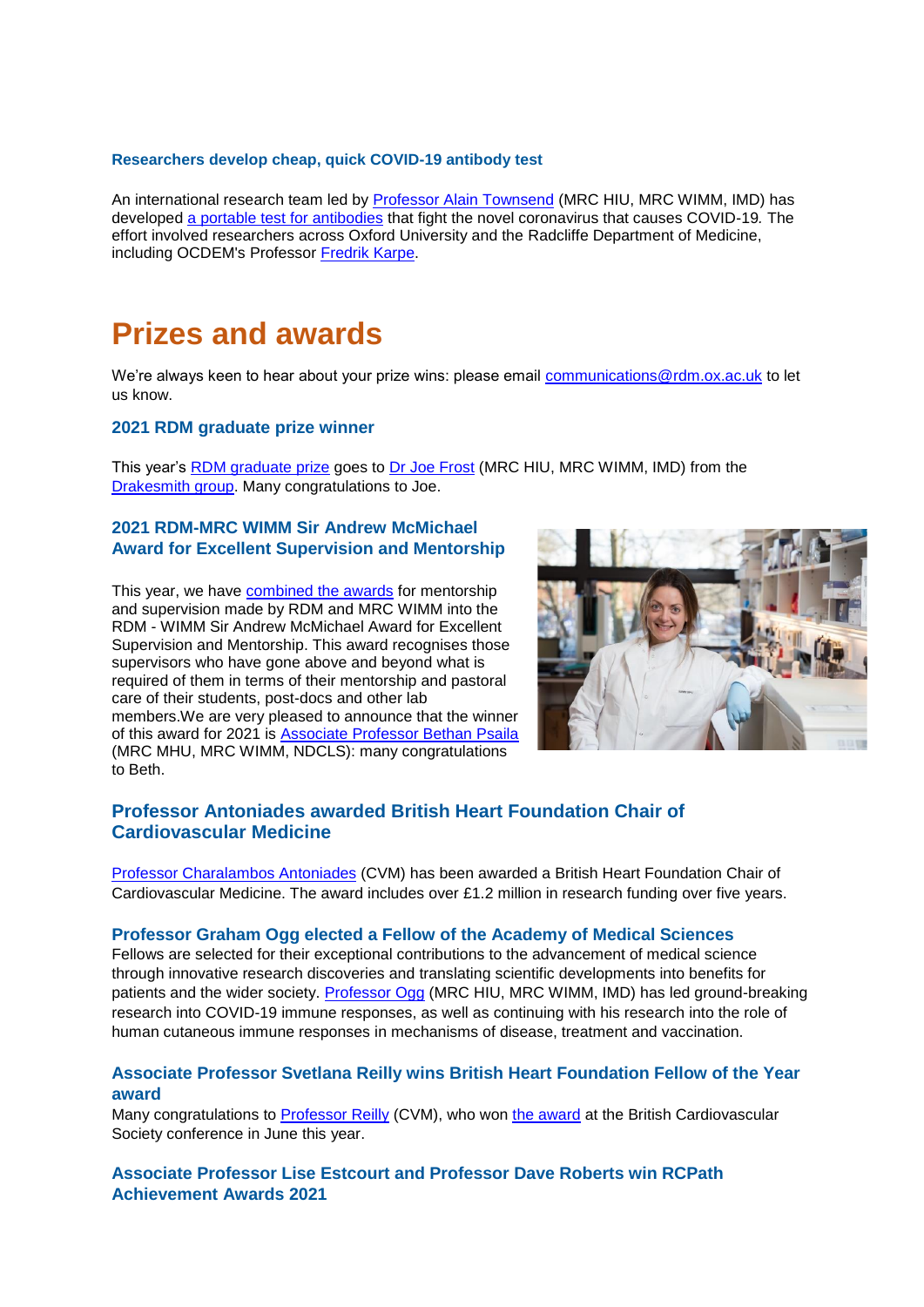### Researchers develop cheap, quick COVID-19 antibody test

An international research team led by Professor Alain Townsend (MRC HIU, MRC WIMM, IMD) has developed a portable test for antibodies that fight the novel coronavirus that causes COVID-19. The effort involved researchers across Oxford University and the Radcliffe Department of Medicine, including OCDEM's Professor Fredrik Karpe.

# Prizes and awards

We're always keen to hear about your prize wins: please email communications@rdm.ox.ac.uk to let us know.

### 2021 RDM graduate prize winner

This year's RDM graduate prize goes to Dr Joe Frost (MRC HIU, MRC WIMM, IMD) from the Drakesmith group. Many congratulations to Joe.

### 2021 RDM-MRC WIMM Sir Andrew McMichael Award for Excellent Supervision and Mentorship

This year, we have combined the awards for mentorship and supervision made by RDM and MRC WIMM into the RDM - WIMM Sir Andrew McMichael Award for Excellent Supervision and Mentorship. This award recognises those supervisors who have gone above and beyond what is required of them in terms of their mentorship and pastoral care of their students, post-docs and other lab members.We are very pleased to announce that the winner of this award for 2021 is Associate Professor Bethan Psaila (MRC MHU, MRC WIMM, NDCLS): many congratulations to Beth.

### Professor Antoniades awarded British Heart Foundation Chair of Cardiovascular Medicine

Professor Charalambos Antoniades (CVM) has been awarded a British Heart Foundation Chair of Cardiovascular Medicine. The award includes over £1.2 million in research funding over five years.

### Professor Graham Ogg elected a Fellow of the Academy of Medical Sciences

Fellows are selected for their exceptional contributions to the advancement of medical science through innovative research discoveries and translating scientific developments into benefits for patients and the wider society. Professor Ogg (MRC HIU, MRC WIMM, IMD) has led ground-breaking research into COVID-19 immune responses, as well as continuing with his research into the role of human cutaneous immune responses in mechanisms of disease, treatment and vaccination.

### Associate Professor Svetlana Reilly wins British Heart Foundation Fellow of the Year award

Many congratulations to Professor Reilly (CVM), who won the award at the British Cardiovascular Society conference in June this year.

### Associate Professor Lise Estcourt and Professor Dave Roberts win RCPath Achievement Awards 2021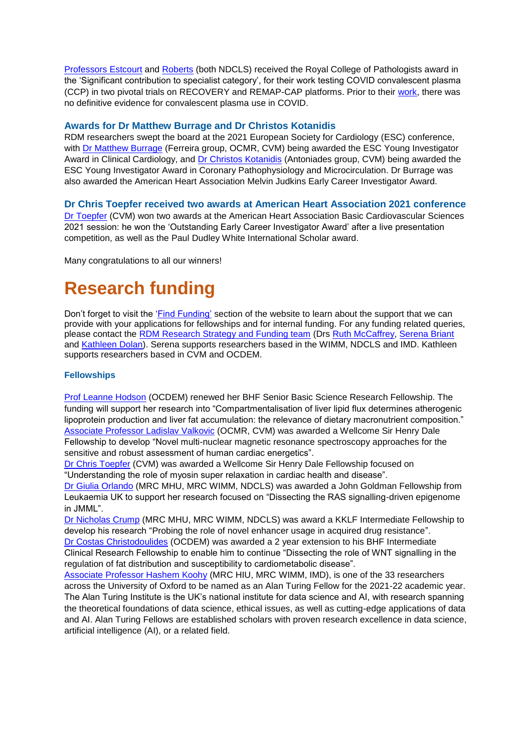Professors Estcourt and Roberts (both NDCLS) received the Royal College of Pathologists award in the 'Significant contribution to specialist category', for their work testing COVID convalescent plasma (CCP) in two pivotal trials on RECOVERY and REMAP-CAP platforms. Prior to their work, there was no definitive evidence for convalescent plasma use in COVID.

### Awards for Dr Matthew Burrage and Dr Christos Kotanidis

RDM researchers swept the board at the 2021 European Society for Cardiology (ESC) conference, with Dr Matthew Burrage (Ferreira group, OCMR, CVM) being awarded the ESC Young Investigator Award in Clinical Cardiology, and Dr Christos Kotanidis (Antoniades group, CVM) being awarded the ESC Young Investigator Award in Coronary Pathophysiology and Microcirculation. Dr Burrage was also awarded the American Heart Association Melvin Judkins Early Career Investigator Award.

### Dr Chris Toepfer received two awards at American Heart Association 2021 conference

Dr Toepfer (CVM) won two awards at the American Heart Association Basic Cardiovascular Sciences 2021 session: he won the 'Outstanding Early Career Investigator Award' after a live presentation competition, as well as the Paul Dudley White International Scholar award.

Many congratulations to all our winners!

# Research funding

Don't forget to visit the 'Find Funding' section of the website to learn about the support that we can provide with your applications for fellowships and for internal funding. For any funding related queries, please contact the RDM Research Strategy and Funding team (Drs Ruth McCaffrey, Serena Briant and Kathleen Dolan). Serena supports researchers based in the WIMM, NDCLS and IMD. Kathleen supports researchers based in CVM and OCDEM.

#### Fellowships

Prof Leanne Hodson (OCDEM) renewed her BHF Senior Basic Science Research Fellowship. The funding will support her research into "Compartmentalisation of liver lipid flux determines atherogenic lipoprotein production and liver fat accumulation: the relevance of dietary macronutrient composition."
Associate Professor Ladislav Valkovic (OCMR, CVM) was awarded a Wellcome Sir Henry Dale Fellowship to develop "Novel multi-nuclear magnetic resonance spectroscopy approaches for the sensitive and robust assessment of human cardiac energetics".
Dr Chris Toepfer (CVM) was awarded a Wellcome Sir Henry Dale Fellowship focused on "Understanding the role of myosin super relaxation in cardiac health and disease".
Dr Giulia Orlando (MRC MHU, MRC WIMM, NDCLS) was awarded a John Goldman Fellowship from Leukaemia UK to support her research focused on "Dissecting the RAS signalling-driven epigenome in JMML".
Dr Nicholas Crump (MRC MHU, MRC WIMM, NDCLS) was award a KKLF Intermediate Fellowship to develop his research "Probing the role of novel enhancer usage in acquired drug resistance".
Dr Costas Christodoulides (OCDEM) was awarded a 2 year extension to his BHF Intermediate Clinical Research Fellowship to enable him to continue "Dissecting the role of WNT signalling in the regulation of fat distribution and susceptibility to cardiometabolic disease".
Associate Professor Hashem Koohy (MRC HIU, MRC WIMM, IMD), is one of the 33 researchers across the University of Oxford to be named as an Alan Turing Fellow for the 2021-22 academic year. The Alan Turing Institute is the UK's national institute for data science and AI, with research spanning the theoretical foundations of data science, ethical issues, as well as cutting-edge applications of data and AI. Alan Turing Fellows are established scholars with proven research excellence in data science, artificial intelligence (AI), or a related field.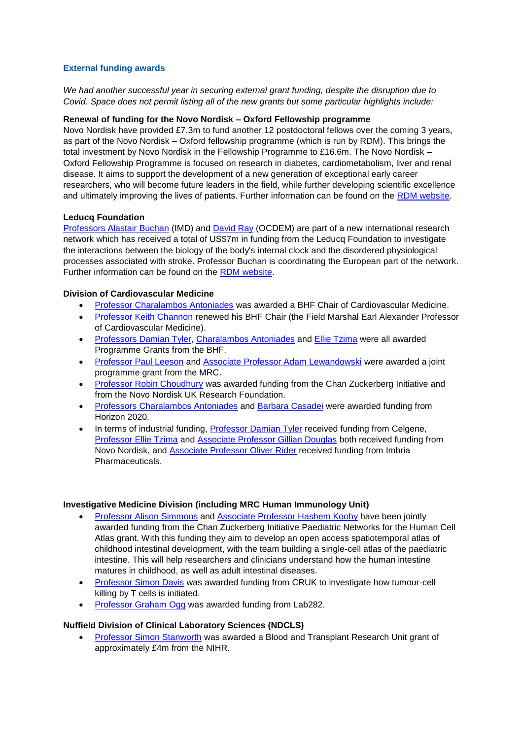## External funding awards

*We had another successful year in securing external grant funding, despite the disruption due to Covid. Space does not permit listing all of the new grants but some particular highlights include:*

**Renewal of funding for the Novo Nordisk – Oxford Fellowship programme**

Novo Nordisk have provided £7.3m to fund another 12 postdoctoral fellows over the coming 3 years, as part of the Novo Nordisk – Oxford fellowship programme (which is run by RDM). This brings the total investment by Novo Nordisk in the Fellowship Programme to £16.6m. The Novo Nordisk – Oxford Fellowship Programme is focused on research in diabetes, cardiometabolism, liver and renal disease. It aims to support the development of a new generation of exceptional early career researchers, who will become future leaders in the field, while further developing scientific excellence and ultimately improving the lives of patients. Further information can be found on the RDM website.

**Leducq Foundation**

Professors Alastair Buchan (IMD) and David Ray (OCDEM) are part of a new international research network which has received a total of US$7m in funding from the Leducq Foundation to investigate the interactions between the biology of the body's internal clock and the disordered physiological processes associated with stroke. Professor Buchan is coordinating the European part of the network. Further information can be found on the RDM website.

**Division of Cardiovascular Medicine**

- Professor Charalambos Antoniades was awarded a BHF Chair of Cardiovascular Medicine.
- Professor Keith Channon renewed his BHF Chair (the Field Marshal Earl Alexander Professor of Cardiovascular Medicine).
- Professors Damian Tyler, Charalambos Antoniades and Ellie Tzima were all awarded Programme Grants from the BHF.
- Professor Paul Leeson and Associate Professor Adam Lewandowski were awarded a joint programme grant from the MRC.
- Professor Robin Choudhury was awarded funding from the Chan Zuckerberg Initiative and from the Novo Nordisk UK Research Foundation.
- Professors Charalambos Antoniades and Barbara Casadei were awarded funding from Horizon 2020.
- In terms of industrial funding, Professor Damian Tyler received funding from Celgene, Professor Ellie Tzima and Associate Professor Gillian Douglas both received funding from Novo Nordisk, and Associate Professor Oliver Rider received funding from Imbria Pharmaceuticals.

**Investigative Medicine Division (including MRC Human Immunology Unit)**

- Professor Alison Simmons and Associate Professor Hashem Koohy have been jointly awarded funding from the Chan Zuckerberg Initiative Paediatric Networks for the Human Cell Atlas grant. With this funding they aim to develop an open access spatiotemporal atlas of childhood intestinal development, with the team building a single-cell atlas of the paediatric intestine. This will help researchers and clinicians understand how the human intestine matures in childhood, as well as adult intestinal diseases.
- Professor Simon Davis was awarded funding from CRUK to investigate how tumour-cell killing by T cells is initiated.
- Professor Graham Ogg was awarded funding from Lab282.

**Nuffield Division of Clinical Laboratory Sciences (NDCLS)**

- Professor Simon Stanworth was awarded a Blood and Transplant Research Unit grant of approximately £4m from the NIHR.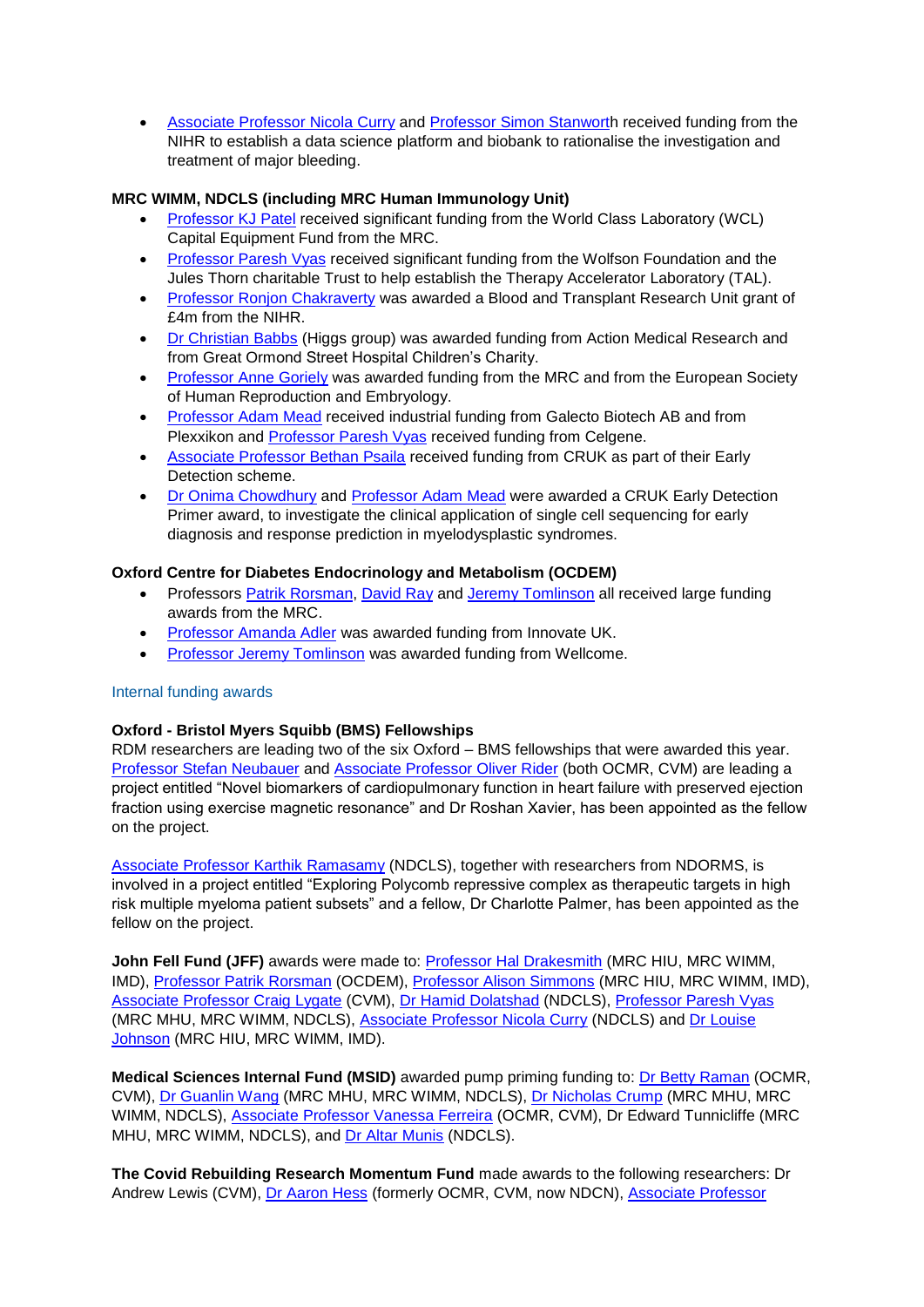- Associate Professor Nicola Curry and Professor Simon Stanworth received funding from the NIHR to establish a data science platform and biobank to rationalise the investigation and treatment of major bleeding.

**MRC WIMM, NDCLS (including MRC Human Immunology Unit)**

- Professor KJ Patel received significant funding from the World Class Laboratory (WCL) Capital Equipment Fund from the MRC.
- Professor Paresh Vyas received significant funding from the Wolfson Foundation and the Jules Thorn charitable Trust to help establish the Therapy Accelerator Laboratory (TAL).
- Professor Ronjon Chakraverty was awarded a Blood and Transplant Research Unit grant of £4m from the NIHR.
- Dr Christian Babbs (Higgs group) was awarded funding from Action Medical Research and from Great Ormond Street Hospital Children's Charity.
- Professor Anne Goriely was awarded funding from the MRC and from the European Society of Human Reproduction and Embryology.
- Professor Adam Mead received industrial funding from Galecto Biotech AB and from Plexxikon and Professor Paresh Vyas received funding from Celgene.
- Associate Professor Bethan Psaila received funding from CRUK as part of their Early Detection scheme.
- Dr Onima Chowdhury and Professor Adam Mead were awarded a CRUK Early Detection Primer award, to investigate the clinical application of single cell sequencing for early diagnosis and response prediction in myelodysplastic syndromes.

**Oxford Centre for Diabetes Endocrinology and Metabolism (OCDEM)**

- Professors Patrik Rorsman, David Ray and Jeremy Tomlinson all received large funding awards from the MRC.
- Professor Amanda Adler was awarded funding from Innovate UK.
- Professor Jeremy Tomlinson was awarded funding from Wellcome.

### Internal funding awards

**Oxford - Bristol Myers Squibb (BMS) Fellowships**

RDM researchers are leading two of the six Oxford – BMS fellowships that were awarded this year. Professor Stefan Neubauer and Associate Professor Oliver Rider (both OCMR, CVM) are leading a project entitled "Novel biomarkers of cardiopulmonary function in heart failure with preserved ejection fraction using exercise magnetic resonance" and Dr Roshan Xavier, has been appointed as the fellow on the project.

Associate Professor Karthik Ramasamy (NDCLS), together with researchers from NDORMS, is involved in a project entitled "Exploring Polycomb repressive complex as therapeutic targets in high risk multiple myeloma patient subsets" and a fellow, Dr Charlotte Palmer, has been appointed as the fellow on the project.

**John Fell Fund (JFF)** awards were made to: Professor Hal Drakesmith (MRC HIU, MRC WIMM, IMD), Professor Patrik Rorsman (OCDEM), Professor Alison Simmons (MRC HIU, MRC WIMM, IMD), Associate Professor Craig Lygate (CVM), Dr Hamid Dolatshad (NDCLS), Professor Paresh Vyas (MRC MHU, MRC WIMM, NDCLS), Associate Professor Nicola Curry (NDCLS) and Dr Louise Johnson (MRC HIU, MRC WIMM, IMD).

**Medical Sciences Internal Fund (MSID)** awarded pump priming funding to: Dr Betty Raman (OCMR, CVM), Dr Guanlin Wang (MRC MHU, MRC WIMM, NDCLS), Dr Nicholas Crump (MRC MHU, MRC WIMM, NDCLS), Associate Professor Vanessa Ferreira (OCMR, CVM), Dr Edward Tunnicliffe (MRC MHU, MRC WIMM, NDCLS), and Dr Altar Munis (NDCLS).

**The Covid Rebuilding Research Momentum Fund** made awards to the following researchers: Dr Andrew Lewis (CVM), Dr Aaron Hess (formerly OCMR, CVM, now NDCN), Associate Professor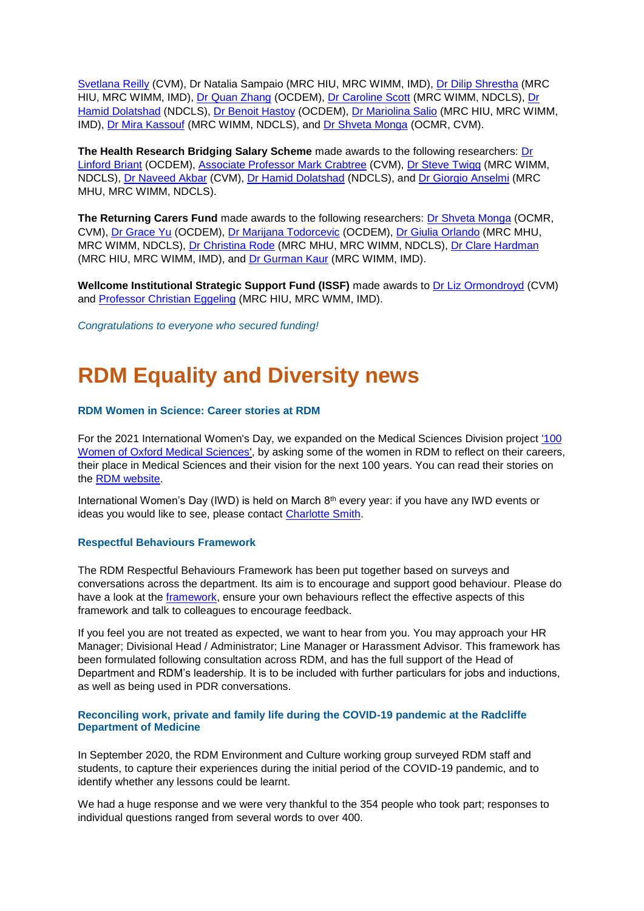[Svetlana Reilly](#) (CVM), Dr Natalia Sampaio (MRC HIU, MRC WIMM, IMD), [Dr Dilip Shrestha](#) (MRC HIU, MRC WIMM, IMD), [Dr Quan Zhang](#) (OCDEM), [Dr Caroline Scott](#) (MRC WIMM, NDCLS), [Dr Hamid Dolatshad](#) (NDCLS), [Dr Benoit Hastoy](#) (OCDEM), [Dr Mariolina Salio](#) (MRC HIU, MRC WIMM, IMD), [Dr Mira Kassouf](#) (MRC WIMM, NDCLS), and [Dr Shveta Monga](#) (OCMR, CVM).

**The Health Research Bridging Salary Scheme** made awards to the following researchers: [Dr Linford Briant](#) (OCDEM), [Associate Professor Mark Crabtree](#) (CVM), [Dr Steve Twigg](#) (MRC WIMM, NDCLS), [Dr Naveed Akbar](#) (CVM), [Dr Hamid Dolatshad](#) (NDCLS), and [Dr Giorgio Anselmi](#) (MRC MHU, MRC WIMM, NDCLS).

**The Returning Carers Fund** made awards to the following researchers: [Dr Shveta Monga](#) (OCMR, CVM), [Dr Grace Yu](#) (OCDEM), [Dr Marijana Todorcevic](#) (OCDEM), [Dr Giulia Orlando](#) (MRC MHU, MRC WIMM, NDCLS), [Dr Christina Rode](#) (MRC MHU, MRC WIMM, NDCLS), [Dr Clare Hardman](#) (MRC HIU, MRC WIMM, IMD), and [Dr Gurman Kaur](#) (MRC WIMM, IMD).

**Wellcome Institutional Strategic Support Fund (ISSF)** made awards to [Dr Liz Ormondroyd](#) (CVM) and [Professor Christian Eggeling](#) (MRC HIU, MRC WMM, IMD).

*Congratulations to everyone who secured funding!*

# RDM Equality and Diversity news

### RDM Women in Science: Career stories at RDM

For the 2021 International Women's Day, we expanded on the Medical Sciences Division project ['100 Women of Oxford Medical Sciences'](#), by asking some of the women in RDM to reflect on their careers, their place in Medical Sciences and their vision for the next 100 years. You can read their stories on the [RDM website](#).

International Women's Day (IWD) is held on March 8th every year: if you have any IWD events or ideas you would like to see, please contact [Charlotte Smith](#).

### Respectful Behaviours Framework

The RDM Respectful Behaviours Framework has been put together based on surveys and conversations across the department. Its aim is to encourage and support good behaviour. Please do have a look at the [framework](#), ensure your own behaviours reflect the effective aspects of this framework and talk to colleagues to encourage feedback.

If you feel you are not treated as expected, we want to hear from you. You may approach your HR Manager; Divisional Head / Administrator; Line Manager or Harassment Advisor. This framework has been formulated following consultation across RDM, and has the full support of the Head of Department and RDM's leadership. It is to be included with further particulars for jobs and inductions, as well as being used in PDR conversations.

### Reconciling work, private and family life during the COVID-19 pandemic at the Radcliffe Department of Medicine

In September 2020, the RDM Environment and Culture working group surveyed RDM staff and students, to capture their experiences during the initial period of the COVID-19 pandemic, and to identify whether any lessons could be learnt.

We had a huge response and we were very thankful to the 354 people who took part; responses to individual questions ranged from several words to over 400.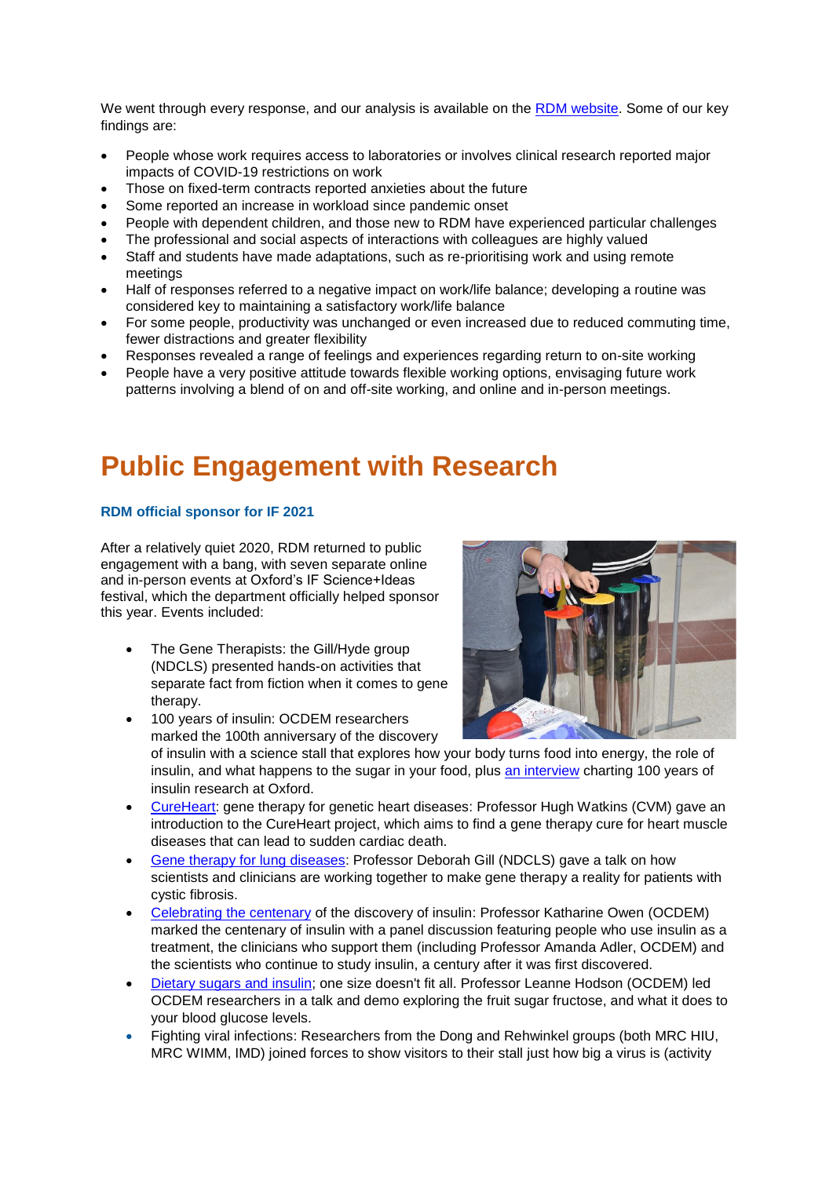We went through every response, and our analysis is available on the RDM website. Some of our key findings are:

- People whose work requires access to laboratories or involves clinical research reported major impacts of COVID-19 restrictions on work
- Those on fixed-term contracts reported anxieties about the future
- Some reported an increase in workload since pandemic onset
- People with dependent children, and those new to RDM have experienced particular challenges
- The professional and social aspects of interactions with colleagues are highly valued
- Staff and students have made adaptations, such as re-prioritising work and using remote meetings
- Half of responses referred to a negative impact on work/life balance; developing a routine was considered key to maintaining a satisfactory work/life balance
- For some people, productivity was unchanged or even increased due to reduced commuting time, fewer distractions and greater flexibility
- Responses revealed a range of feelings and experiences regarding return to on-site working
- People have a very positive attitude towards flexible working options, envisaging future work patterns involving a blend of on and off-site working, and online and in-person meetings.

# Public Engagement with Research

### RDM official sponsor for IF 2021

After a relatively quiet 2020, RDM returned to public engagement with a bang, with seven separate online and in-person events at Oxford's IF Science+Ideas festival, which the department officially helped sponsor this year. Events included:

- The Gene Therapists: the Gill/Hyde group (NDCLS) presented hands-on activities that separate fact from fiction when it comes to gene therapy.
- 100 years of insulin: OCDEM researchers marked the 100th anniversary of the discovery of insulin with a science stall that explores how your body turns food into energy, the role of insulin, and what happens to the sugar in your food, plus an interview charting 100 years of insulin research at Oxford.
- CureHeart: gene therapy for genetic heart diseases: Professor Hugh Watkins (CVM) gave an introduction to the CureHeart project, which aims to find a gene therapy cure for heart muscle diseases that can lead to sudden cardiac death.
- Gene therapy for lung diseases: Professor Deborah Gill (NDCLS) gave a talk on how scientists and clinicians are working together to make gene therapy a reality for patients with cystic fibrosis.
- Celebrating the centenary of the discovery of insulin: Professor Katharine Owen (OCDEM) marked the centenary of insulin with a panel discussion featuring people who use insulin as a treatment, the clinicians who support them (including Professor Amanda Adler, OCDEM) and the scientists who continue to study insulin, a century after it was first discovered.
- Dietary sugars and insulin; one size doesn't fit all. Professor Leanne Hodson (OCDEM) led OCDEM researchers in a talk and demo exploring the fruit sugar fructose, and what it does to your blood glucose levels.
- Fighting viral infections: Researchers from the Dong and Rehwinkel groups (both MRC HIU, MRC WIMM, IMD) joined forces to show visitors to their stall just how big a virus is (activity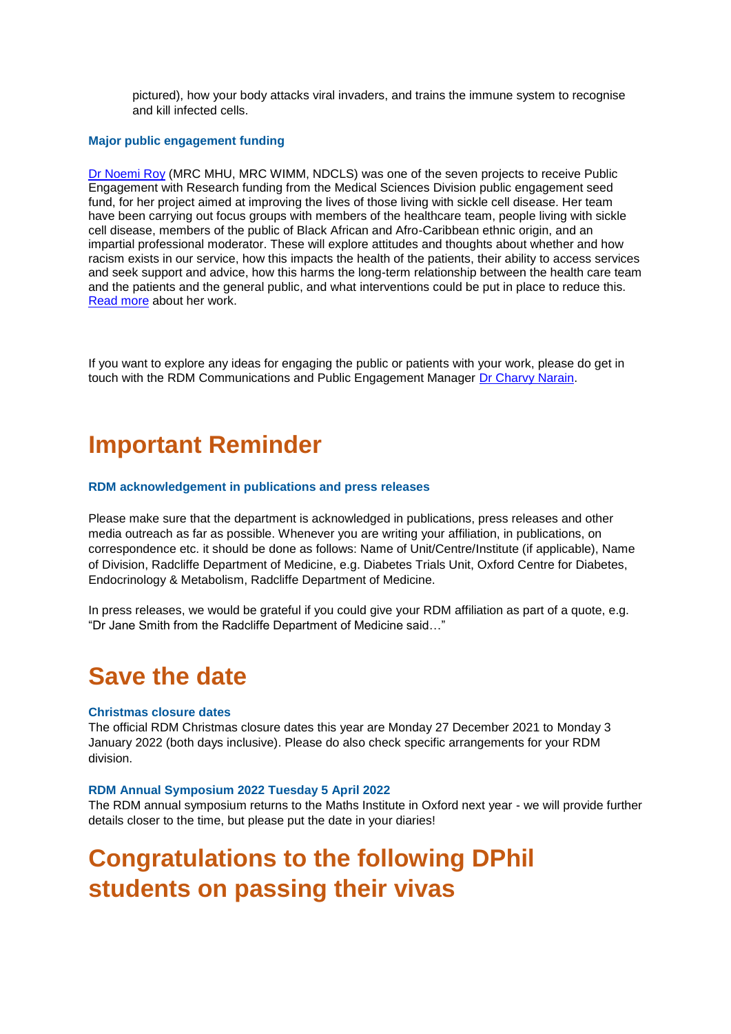pictured), how your body attacks viral invaders, and trains the immune system to recognise and kill infected cells.

### Major public engagement funding

Dr Noemi Roy (MRC MHU, MRC WIMM, NDCLS) was one of the seven projects to receive Public Engagement with Research funding from the Medical Sciences Division public engagement seed fund, for her project aimed at improving the lives of those living with sickle cell disease. Her team have been carrying out focus groups with members of the healthcare team, people living with sickle cell disease, members of the public of Black African and Afro-Caribbean ethnic origin, and an impartial professional moderator. These will explore attitudes and thoughts about whether and how racism exists in our service, how this impacts the health of the patients, their ability to access services and seek support and advice, how this harms the long-term relationship between the health care team and the patients and the general public, and what interventions could be put in place to reduce this. Read more about her work.

If you want to explore any ideas for engaging the public or patients with your work, please do get in touch with the RDM Communications and Public Engagement Manager Dr Charvy Narain.

# Important Reminder

### RDM acknowledgement in publications and press releases

Please make sure that the department is acknowledged in publications, press releases and other media outreach as far as possible. Whenever you are writing your affiliation, in publications, on correspondence etc. it should be done as follows: Name of Unit/Centre/Institute (if applicable), Name of Division, Radcliffe Department of Medicine, e.g. Diabetes Trials Unit, Oxford Centre for Diabetes, Endocrinology & Metabolism, Radcliffe Department of Medicine.

In press releases, we would be grateful if you could give your RDM affiliation as part of a quote, e.g. "Dr Jane Smith from the Radcliffe Department of Medicine said…"

# Save the date

### Christmas closure dates

The official RDM Christmas closure dates this year are Monday 27 December 2021 to Monday 3 January 2022 (both days inclusive). Please do also check specific arrangements for your RDM division.

### RDM Annual Symposium 2022 Tuesday 5 April 2022

The RDM annual symposium returns to the Maths Institute in Oxford next year - we will provide further details closer to the time, but please put the date in your diaries!

# Congratulations to the following DPhil students on passing their vivas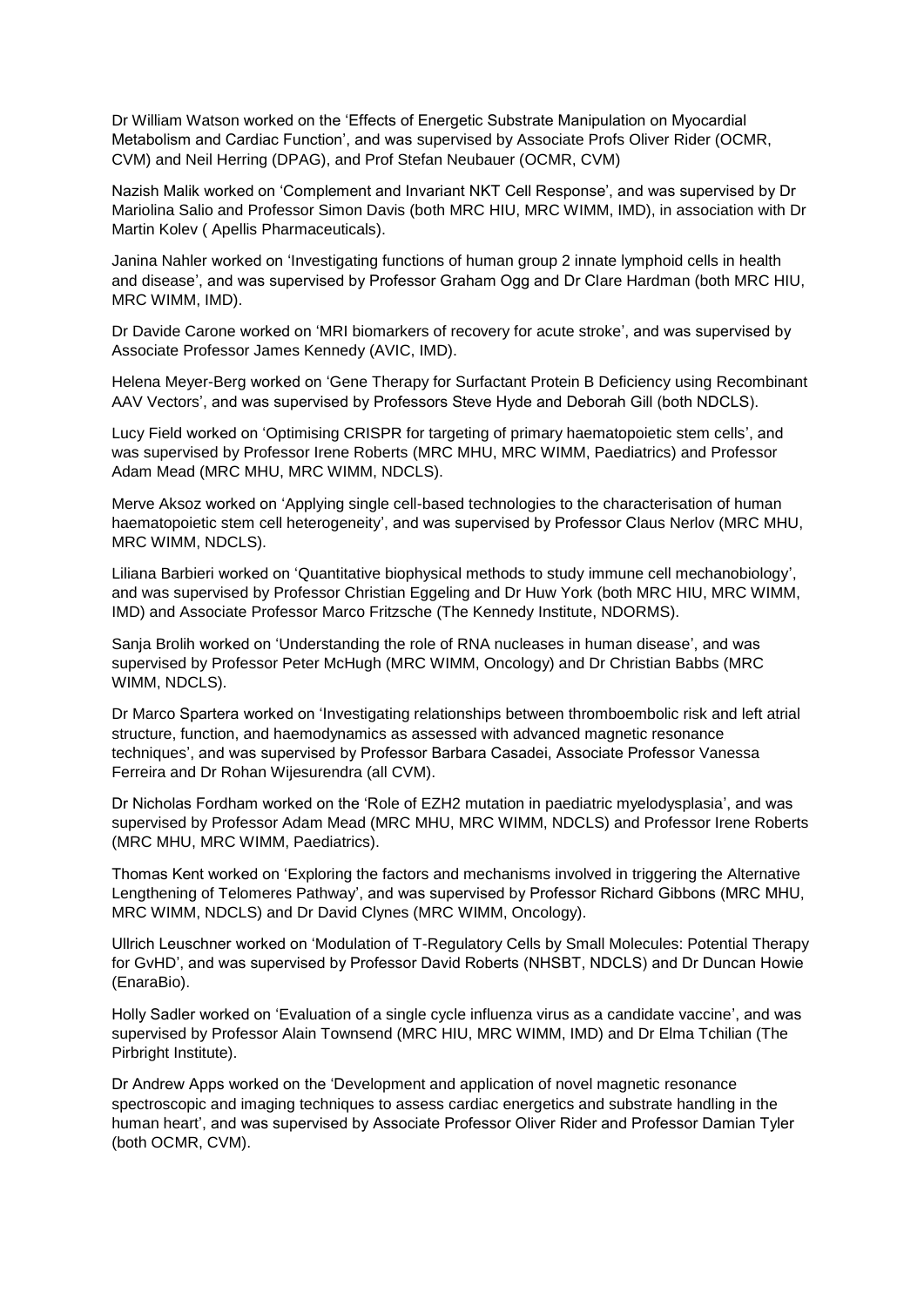Dr William Watson worked on the 'Effects of Energetic Substrate Manipulation on Myocardial Metabolism and Cardiac Function', and was supervised by Associate Profs Oliver Rider (OCMR, CVM) and Neil Herring (DPAG), and Prof Stefan Neubauer (OCMR, CVM)

Nazish Malik worked on 'Complement and Invariant NKT Cell Response', and was supervised by Dr Mariolina Salio and Professor Simon Davis (both MRC HIU, MRC WIMM, IMD), in association with Dr Martin Kolev ( Apellis Pharmaceuticals).

Janina Nahler worked on 'Investigating functions of human group 2 innate lymphoid cells in health and disease', and was supervised by Professor Graham Ogg and Dr Clare Hardman (both MRC HIU, MRC WIMM, IMD).

Dr Davide Carone worked on 'MRI biomarkers of recovery for acute stroke', and was supervised by Associate Professor James Kennedy (AVIC, IMD).

Helena Meyer-Berg worked on 'Gene Therapy for Surfactant Protein B Deficiency using Recombinant AAV Vectors', and was supervised by Professors Steve Hyde and Deborah Gill (both NDCLS).

Lucy Field worked on 'Optimising CRISPR for targeting of primary haematopoietic stem cells', and was supervised by Professor Irene Roberts (MRC MHU, MRC WIMM, Paediatrics) and Professor Adam Mead (MRC MHU, MRC WIMM, NDCLS).

Merve Aksoz worked on 'Applying single cell-based technologies to the characterisation of human haematopoietic stem cell heterogeneity', and was supervised by Professor Claus Nerlov (MRC MHU, MRC WIMM, NDCLS).

Liliana Barbieri worked on 'Quantitative biophysical methods to study immune cell mechanobiology', and was supervised by Professor Christian Eggeling and Dr Huw York (both MRC HIU, MRC WIMM, IMD) and Associate Professor Marco Fritzsche (The Kennedy Institute, NDORMS).

Sanja Brolih worked on 'Understanding the role of RNA nucleases in human disease', and was supervised by Professor Peter McHugh (MRC WIMM, Oncology) and Dr Christian Babbs (MRC WIMM, NDCLS).

Dr Marco Spartera worked on 'Investigating relationships between thromboembolic risk and left atrial structure, function, and haemodynamics as assessed with advanced magnetic resonance techniques', and was supervised by Professor Barbara Casadei, Associate Professor Vanessa Ferreira and Dr Rohan Wijesurendra (all CVM).

Dr Nicholas Fordham worked on the 'Role of EZH2 mutation in paediatric myelodysplasia', and was supervised by Professor Adam Mead (MRC MHU, MRC WIMM, NDCLS) and Professor Irene Roberts (MRC MHU, MRC WIMM, Paediatrics).

Thomas Kent worked on 'Exploring the factors and mechanisms involved in triggering the Alternative Lengthening of Telomeres Pathway', and was supervised by Professor Richard Gibbons (MRC MHU, MRC WIMM, NDCLS) and Dr David Clynes (MRC WIMM, Oncology).

Ullrich Leuschner worked on 'Modulation of T-Regulatory Cells by Small Molecules: Potential Therapy for GvHD', and was supervised by Professor David Roberts (NHSBT, NDCLS) and Dr Duncan Howie (EnaraBio).

Holly Sadler worked on 'Evaluation of a single cycle influenza virus as a candidate vaccine', and was supervised by Professor Alain Townsend (MRC HIU, MRC WIMM, IMD) and Dr Elma Tchilian (The Pirbright Institute).

Dr Andrew Apps worked on the 'Development and application of novel magnetic resonance spectroscopic and imaging techniques to assess cardiac energetics and substrate handling in the human heart', and was supervised by Associate Professor Oliver Rider and Professor Damian Tyler (both OCMR, CVM).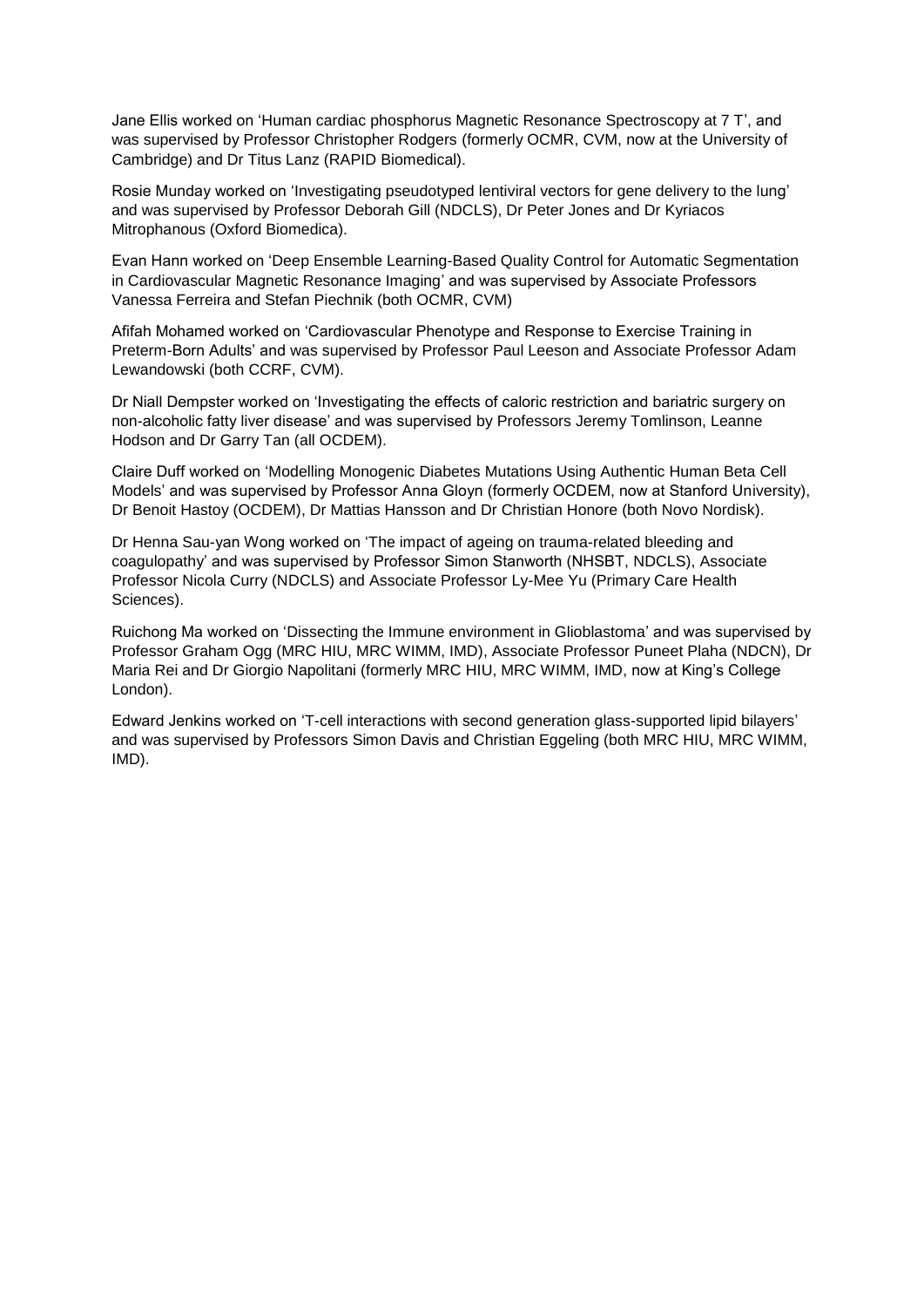Jane Ellis worked on ‘Human cardiac phosphorus Magnetic Resonance Spectroscopy at 7 T’, and was supervised by Professor Christopher Rodgers (formerly OCMR, CVM, now at the University of Cambridge) and Dr Titus Lanz (RAPID Biomedical).

Rosie Munday worked on ‘Investigating pseudotyped lentiviral vectors for gene delivery to the lung’ and was supervised by Professor Deborah Gill (NDCLS), Dr Peter Jones and Dr Kyriacos Mitrophanous (Oxford Biomedica).

Evan Hann worked on ‘Deep Ensemble Learning-Based Quality Control for Automatic Segmentation in Cardiovascular Magnetic Resonance Imaging’ and was supervised by Associate Professors Vanessa Ferreira and Stefan Piechnik (both OCMR, CVM)

Afifah Mohamed worked on ‘Cardiovascular Phenotype and Response to Exercise Training in Preterm-Born Adults’ and was supervised by Professor Paul Leeson and Associate Professor Adam Lewandowski (both CCRF, CVM).

Dr Niall Dempster worked on ‘Investigating the effects of caloric restriction and bariatric surgery on non-alcoholic fatty liver disease’ and was supervised by Professors Jeremy Tomlinson, Leanne Hodson and Dr Garry Tan (all OCDEM).

Claire Duff worked on ‘Modelling Monogenic Diabetes Mutations Using Authentic Human Beta Cell Models’ and was supervised by Professor Anna Gloyn (formerly OCDEM, now at Stanford University), Dr Benoit Hastoy (OCDEM), Dr Mattias Hansson and Dr Christian Honore (both Novo Nordisk).

Dr Henna Sau-yan Wong worked on ‘The impact of ageing on trauma-related bleeding and coagulopathy’ and was supervised by Professor Simon Stanworth (NHSBT, NDCLS), Associate Professor Nicola Curry (NDCLS) and Associate Professor Ly-Mee Yu (Primary Care Health Sciences).

Ruichong Ma worked on ‘Dissecting the Immune environment in Glioblastoma’ and was supervised by Professor Graham Ogg (MRC HIU, MRC WIMM, IMD), Associate Professor Puneet Plaha (NDCN), Dr Maria Rei and Dr Giorgio Napolitani (formerly MRC HIU, MRC WIMM, IMD, now at King’s College London).

Edward Jenkins worked on ‘T-cell interactions with second generation glass-supported lipid bilayers’ and was supervised by Professors Simon Davis and Christian Eggeling (both MRC HIU, MRC WIMM, IMD).